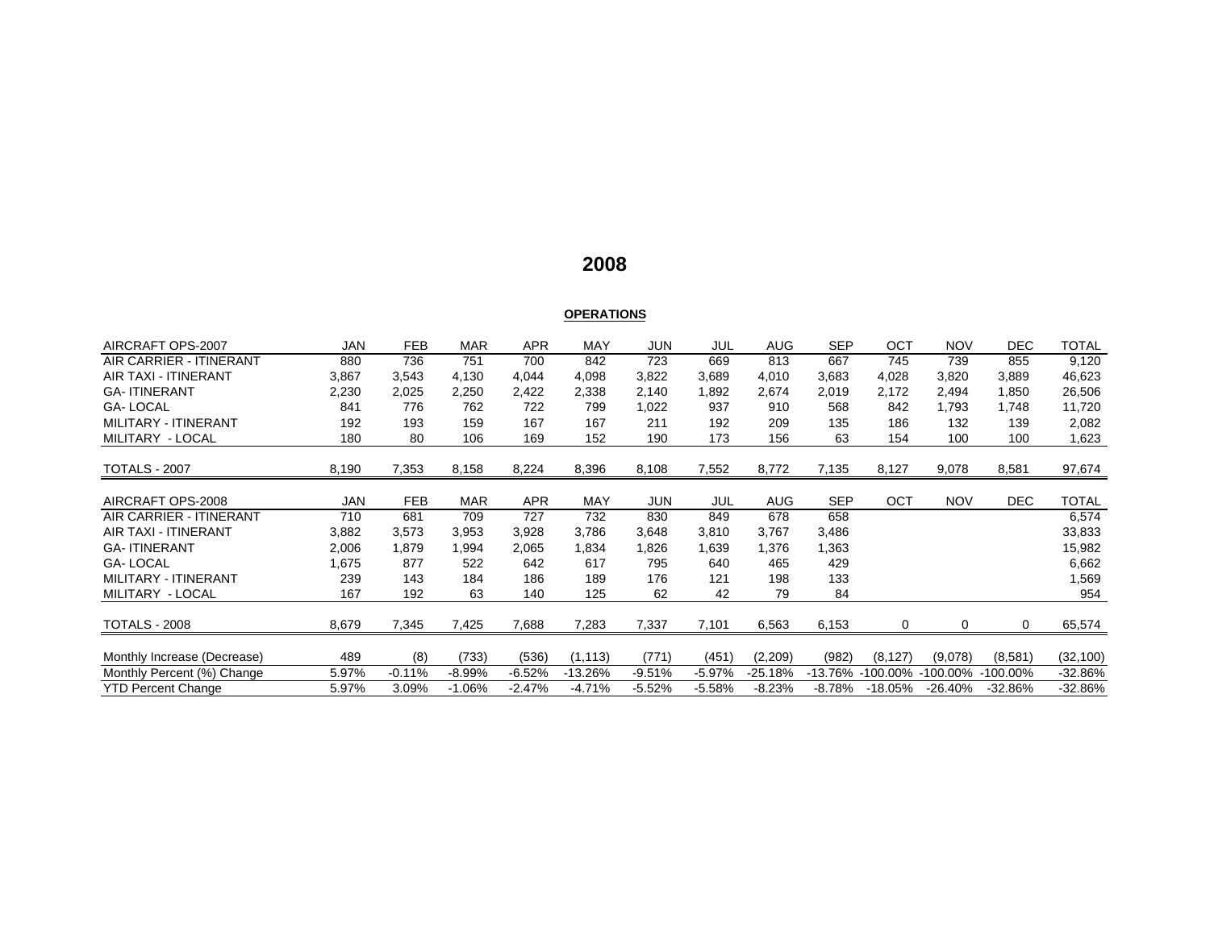# 2008

## OPERATIONS

| AIRCRAFT OPS-2007 | JAN | FEB | MAR | APR | MAY | JUN | JUL | AUG | SEP | OCT | NOV | DEC | TOTAL |
|---|---|---|---|---|---|---|---|---|---|---|---|---|---|
| AIR CARRIER - ITINERANT | 880 | 736 | 751 | 700 | 842 | 723 | 669 | 813 | 667 | 745 | 739 | 855 | 9,120 |
| AIR TAXI - ITINERANT | 3,867 | 3,543 | 4,130 | 4,044 | 4,098 | 3,822 | 3,689 | 4,010 | 3,683 | 4,028 | 3,820 | 3,889 | 46,623 |
| GA- ITINERANT | 2,230 | 2,025 | 2,250 | 2,422 | 2,338 | 2,140 | 1,892 | 2,674 | 2,019 | 2,172 | 2,494 | 1,850 | 26,506 |
| GA- LOCAL | 841 | 776 | 762 | 722 | 799 | 1,022 | 937 | 910 | 568 | 842 | 1,793 | 1,748 | 11,720 |
| MILITARY - ITINERANT | 192 | 193 | 159 | 167 | 167 | 211 | 192 | 209 | 135 | 186 | 132 | 139 | 2,082 |
| MILITARY - LOCAL | 180 | 80 | 106 | 169 | 152 | 190 | 173 | 156 | 63 | 154 | 100 | 100 | 1,623 |
| TOTALS - 2007 | 8,190 | 7,353 | 8,158 | 8,224 | 8,396 | 8,108 | 7,552 | 8,772 | 7,135 | 8,127 | 9,078 | 8,581 | 97,674 |
| AIRCRAFT OPS-2008 | JAN | FEB | MAR | APR | MAY | JUN | JUL | AUG | SEP | OCT | NOV | DEC | TOTAL |
| AIR CARRIER - ITINERANT | 710 | 681 | 709 | 727 | 732 | 830 | 849 | 678 | 658 | | | | 6,574 |
| AIR TAXI - ITINERANT | 3,882 | 3,573 | 3,953 | 3,928 | 3,786 | 3,648 | 3,810 | 3,767 | 3,486 | | | | 33,833 |
| GA- ITINERANT | 2,006 | 1,879 | 1,994 | 2,065 | 1,834 | 1,826 | 1,639 | 1,376 | 1,363 | | | | 15,982 |
| GA- LOCAL | 1,675 | 877 | 522 | 642 | 617 | 795 | 640 | 465 | 429 | | | | 6,662 |
| MILITARY - ITINERANT | 239 | 143 | 184 | 186 | 189 | 176 | 121 | 198 | 133 | | | | 1,569 |
| MILITARY - LOCAL | 167 | 192 | 63 | 140 | 125 | 62 | 42 | 79 | 84 | | | | 954 |
| TOTALS - 2008 | 8,679 | 7,345 | 7,425 | 7,688 | 7,283 | 7,337 | 7,101 | 6,563 | 6,153 | 0 | 0 | 0 | 65,574 |
| Monthly Increase (Decrease) | 489 | (8) | (733) | (536) | (1,113) | (771) | (451) | (2,209) | (982) | (8,127) | (9,078) | (8,581) | (32,100) |
| Monthly Percent (%) Change | 5.97% | -0.11% | -8.99% | -6.52% | -13.26% | -9.51% | -5.97% | -25.18% | -13.76% | -100.00% | -100.00% | -100.00% | -32.86% |
| YTD Percent Change | 5.97% | 3.09% | -1.06% | -2.47% | -4.71% | -5.52% | -5.58% | -8.23% | -8.78% | -18.05% | -26.40% | -32.86% | -32.86% |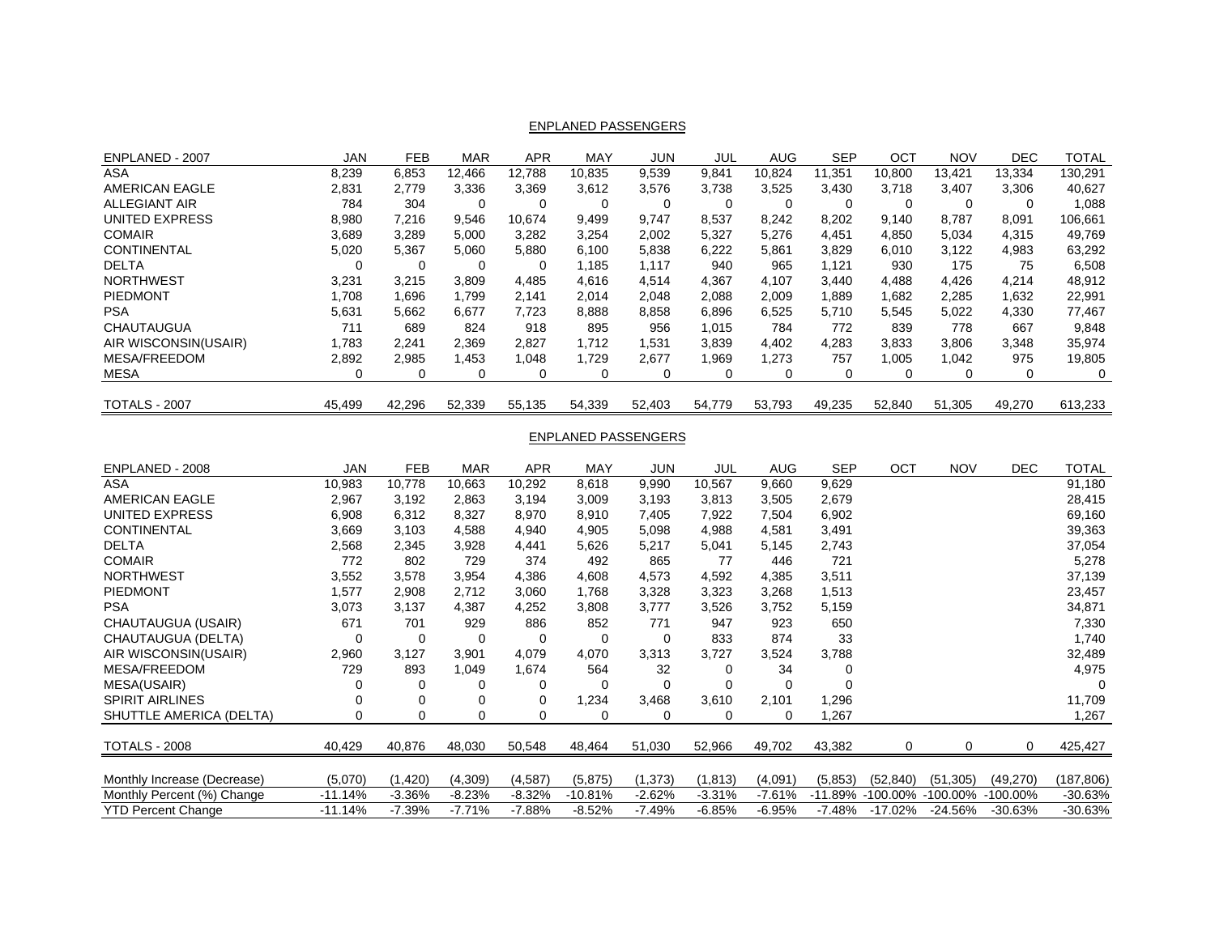## ENPLANED PASSENGERS

| ENPLANED - 2007 | JAN | FEB | MAR | APR | MAY | JUN | JUL | AUG | SEP | OCT | NOV | DEC | TOTAL |
|---|---|---|---|---|---|---|---|---|---|---|---|---|---|
| ASA | 8,239 | 6,853 | 12,466 | 12,788 | 10,835 | 9,539 | 9,841 | 10,824 | 11,351 | 10,800 | 13,421 | 13,334 | 130,291 |
| AMERICAN EAGLE | 2,831 | 2,779 | 3,336 | 3,369 | 3,612 | 3,576 | 3,738 | 3,525 | 3,430 | 3,718 | 3,407 | 3,306 | 40,627 |
| ALLEGIANT AIR | 784 | 304 | 0 | 0 | 0 | 0 | 0 | 0 | 0 | 0 | 0 | 0 | 1,088 |
| UNITED EXPRESS | 8,980 | 7,216 | 9,546 | 10,674 | 9,499 | 9,747 | 8,537 | 8,242 | 8,202 | 9,140 | 8,787 | 8,091 | 106,661 |
| COMAIR | 3,689 | 3,289 | 5,000 | 3,282 | 3,254 | 2,002 | 5,327 | 5,276 | 4,451 | 4,850 | 5,034 | 4,315 | 49,769 |
| CONTINENTAL | 5,020 | 5,367 | 5,060 | 5,880 | 6,100 | 5,838 | 6,222 | 5,861 | 3,829 | 6,010 | 3,122 | 4,983 | 63,292 |
| DELTA | 0 | 0 | 0 | 0 | 1,185 | 1,117 | 940 | 965 | 1,121 | 930 | 175 | 75 | 6,508 |
| NORTHWEST | 3,231 | 3,215 | 3,809 | 4,485 | 4,616 | 4,514 | 4,367 | 4,107 | 3,440 | 4,488 | 4,426 | 4,214 | 48,912 |
| PIEDMONT | 1,708 | 1,696 | 1,799 | 2,141 | 2,014 | 2,048 | 2,088 | 2,009 | 1,889 | 1,682 | 2,285 | 1,632 | 22,991 |
| PSA | 5,631 | 5,662 | 6,677 | 7,723 | 8,888 | 8,858 | 6,896 | 6,525 | 5,710 | 5,545 | 5,022 | 4,330 | 77,467 |
| CHAUTAUGUA | 711 | 689 | 824 | 918 | 895 | 956 | 1,015 | 784 | 772 | 839 | 778 | 667 | 9,848 |
| AIR WISCONSIN(USAIR) | 1,783 | 2,241 | 2,369 | 2,827 | 1,712 | 1,531 | 3,839 | 4,402 | 4,283 | 3,833 | 3,806 | 3,348 | 35,974 |
| MESA/FREEDOM | 2,892 | 2,985 | 1,453 | 1,048 | 1,729 | 2,677 | 1,969 | 1,273 | 757 | 1,005 | 1,042 | 975 | 19,805 |
| MESA | 0 | 0 | 0 | 0 | 0 | 0 | 0 | 0 | 0 | 0 | 0 | 0 | 0 |
| TOTALS - 2007 | 45,499 | 42,296 | 52,339 | 55,135 | 54,339 | 52,403 | 54,779 | 53,793 | 49,235 | 52,840 | 51,305 | 49,270 | 613,233 |

## ENPLANED PASSENGERS

| ENPLANED - 2008 | JAN | FEB | MAR | APR | MAY | JUN | JUL | AUG | SEP | OCT | NOV | DEC | TOTAL |
|---|---|---|---|---|---|---|---|---|---|---|---|---|---|
| ASA | 10,983 | 10,778 | 10,663 | 10,292 | 8,618 | 9,990 | 10,567 | 9,660 | 9,629 | | | | 91,180 |
| AMERICAN EAGLE | 2,967 | 3,192 | 2,863 | 3,194 | 3,009 | 3,193 | 3,813 | 3,505 | 2,679 | | | | 28,415 |
| UNITED EXPRESS | 6,908 | 6,312 | 8,327 | 8,970 | 8,910 | 7,405 | 7,922 | 7,504 | 6,902 | | | | 69,160 |
| CONTINENTAL | 3,669 | 3,103 | 4,588 | 4,940 | 4,905 | 5,098 | 4,988 | 4,581 | 3,491 | | | | 39,363 |
| DELTA | 2,568 | 2,345 | 3,928 | 4,441 | 5,626 | 5,217 | 5,041 | 5,145 | 2,743 | | | | 37,054 |
| COMAIR | 772 | 802 | 729 | 374 | 492 | 865 | 77 | 446 | 721 | | | | 5,278 |
| NORTHWEST | 3,552 | 3,578 | 3,954 | 4,386 | 4,608 | 4,573 | 4,592 | 4,385 | 3,511 | | | | 37,139 |
| PIEDMONT | 1,577 | 2,908 | 2,712 | 3,060 | 1,768 | 3,328 | 3,323 | 3,268 | 1,513 | | | | 23,457 |
| PSA | 3,073 | 3,137 | 4,387 | 4,252 | 3,808 | 3,777 | 3,526 | 3,752 | 5,159 | | | | 34,871 |
| CHAUTAUGUA (USAIR) | 671 | 701 | 929 | 886 | 852 | 771 | 947 | 923 | 650 | | | | 7,330 |
| CHAUTAUGUA (DELTA) | 0 | 0 | 0 | 0 | 0 | 0 | 833 | 874 | 33 | | | | 1,740 |
| AIR WISCONSIN(USAIR) | 2,960 | 3,127 | 3,901 | 4,079 | 4,070 | 3,313 | 3,727 | 3,524 | 3,788 | | | | 32,489 |
| MESA/FREEDOM | 729 | 893 | 1,049 | 1,674 | 564 | 32 | 0 | 34 | 0 | | | | 4,975 |
| MESA(USAIR) | 0 | 0 | 0 | 0 | 0 | 0 | 0 | 0 | 0 | | | | 0 |
| SPIRIT AIRLINES | 0 | 0 | 0 | 0 | 1,234 | 3,468 | 3,610 | 2,101 | 1,296 | | | | 11,709 |
| SHUTTLE AMERICA (DELTA) | 0 | 0 | 0 | 0 | 0 | 0 | 0 | 0 | 1,267 | | | | 1,267 |
| TOTALS - 2008 | 40,429 | 40,876 | 48,030 | 50,548 | 48,464 | 51,030 | 52,966 | 49,702 | 43,382 | 0 | 0 | 0 | 425,427 |
| Monthly Increase (Decrease) | (5,070) | (1,420) | (4,309) | (4,587) | (5,875) | (1,373) | (1,813) | (4,091) | (5,853) | (52,840) | (51,305) | (49,270) | (187,806) |
| Monthly Percent (%) Change | -11.14% | -3.36% | -8.23% | -8.32% | -10.81% | -2.62% | -3.31% | -7.61% | -11.89% | -100.00% | -100.00% | -100.00% | -30.63% |
| YTD Percent Change | -11.14% | -7.39% | -7.71% | -7.88% | -8.52% | -7.49% | -6.85% | -6.95% | -7.48% | -17.02% | -24.56% | -30.63% | -30.63% |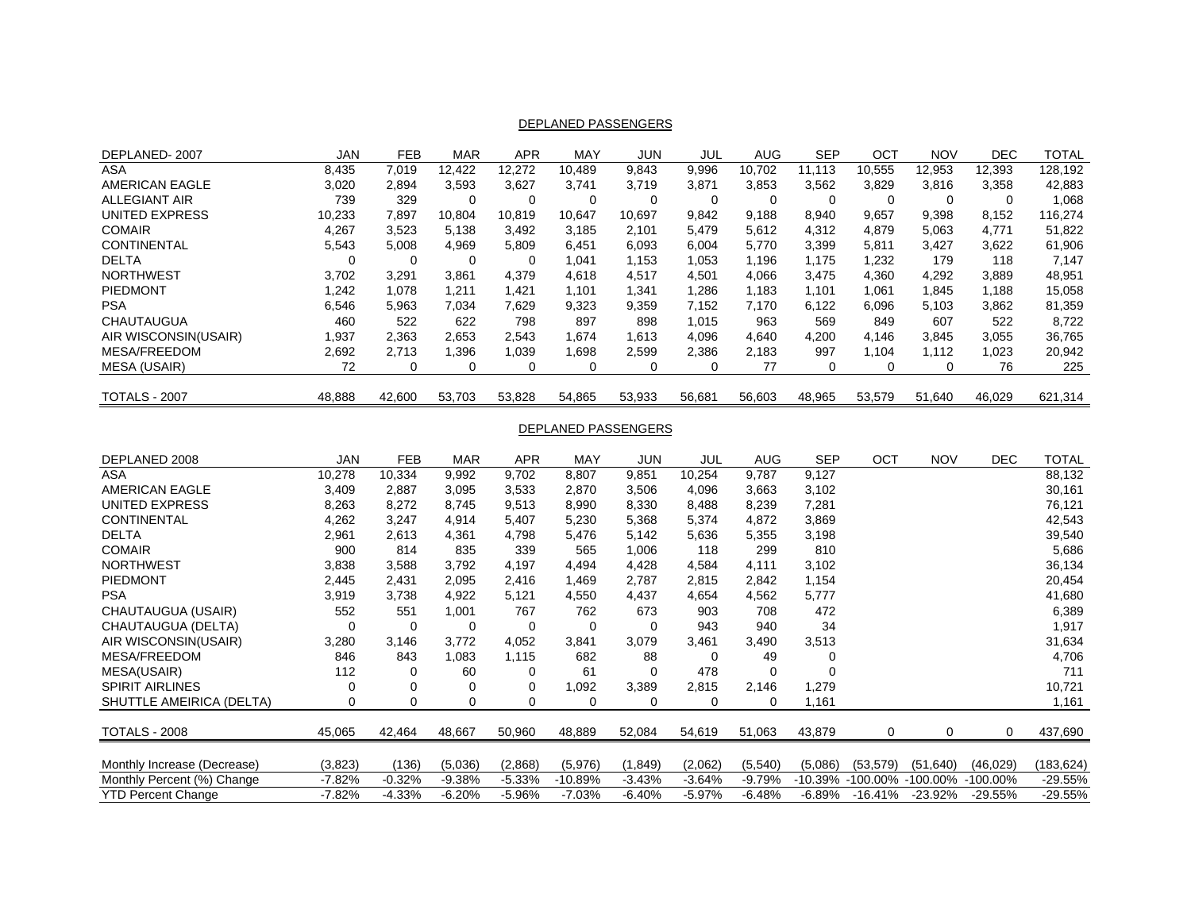## DEPLANED PASSENGERS

| DEPLANED- 2007 | JAN | FEB | MAR | APR | MAY | JUN | JUL | AUG | SEP | OCT | NOV | DEC | TOTAL |
|---|---|---|---|---|---|---|---|---|---|---|---|---|---|
| ASA | 8,435 | 7,019 | 12,422 | 12,272 | 10,489 | 9,843 | 9,996 | 10,702 | 11,113 | 10,555 | 12,953 | 12,393 | 128,192 |
| AMERICAN EAGLE | 3,020 | 2,894 | 3,593 | 3,627 | 3,741 | 3,719 | 3,871 | 3,853 | 3,562 | 3,829 | 3,816 | 3,358 | 42,883 |
| ALLEGIANT AIR | 739 | 329 | 0 | 0 | 0 | 0 | 0 | 0 | 0 | 0 | 0 | 0 | 1,068 |
| UNITED EXPRESS | 10,233 | 7,897 | 10,804 | 10,819 | 10,647 | 10,697 | 9,842 | 9,188 | 8,940 | 9,657 | 9,398 | 8,152 | 116,274 |
| COMAIR | 4,267 | 3,523 | 5,138 | 3,492 | 3,185 | 2,101 | 5,479 | 5,612 | 4,312 | 4,879 | 5,063 | 4,771 | 51,822 |
| CONTINENTAL | 5,543 | 5,008 | 4,969 | 5,809 | 6,451 | 6,093 | 6,004 | 5,770 | 3,399 | 5,811 | 3,427 | 3,622 | 61,906 |
| DELTA | 0 | 0 | 0 | 0 | 1,041 | 1,153 | 1,053 | 1,196 | 1,175 | 1,232 | 179 | 118 | 7,147 |
| NORTHWEST | 3,702 | 3,291 | 3,861 | 4,379 | 4,618 | 4,517 | 4,501 | 4,066 | 3,475 | 4,360 | 4,292 | 3,889 | 48,951 |
| PIEDMONT | 1,242 | 1,078 | 1,211 | 1,421 | 1,101 | 1,341 | 1,286 | 1,183 | 1,101 | 1,061 | 1,845 | 1,188 | 15,058 |
| PSA | 6,546 | 5,963 | 7,034 | 7,629 | 9,323 | 9,359 | 7,152 | 7,170 | 6,122 | 6,096 | 5,103 | 3,862 | 81,359 |
| CHAUTAUGUA | 460 | 522 | 622 | 798 | 897 | 898 | 1,015 | 963 | 569 | 849 | 607 | 522 | 8,722 |
| AIR WISCONSIN(USAIR) | 1,937 | 2,363 | 2,653 | 2,543 | 1,674 | 1,613 | 4,096 | 4,640 | 4,200 | 4,146 | 3,845 | 3,055 | 36,765 |
| MESA/FREEDOM | 2,692 | 2,713 | 1,396 | 1,039 | 1,698 | 2,599 | 2,386 | 2,183 | 997 | 1,104 | 1,112 | 1,023 | 20,942 |
| MESA (USAIR) | 72 | 0 | 0 | 0 | 0 | 0 | 0 | 77 | 0 | 0 | 0 | 76 | 225 |
| TOTALS - 2007 | 48,888 | 42,600 | 53,703 | 53,828 | 54,865 | 53,933 | 56,681 | 56,603 | 48,965 | 53,579 | 51,640 | 46,029 | 621,314 |

## DEPLANED PASSENGERS

| DEPLANED 2008 | JAN | FEB | MAR | APR | MAY | JUN | JUL | AUG | SEP | OCT | NOV | DEC | TOTAL |
|---|---|---|---|---|---|---|---|---|---|---|---|---|---|
| ASA | 10,278 | 10,334 | 9,992 | 9,702 | 8,807 | 9,851 | 10,254 | 9,787 | 9,127 | | | | 88,132 |
| AMERICAN EAGLE | 3,409 | 2,887 | 3,095 | 3,533 | 2,870 | 3,506 | 4,096 | 3,663 | 3,102 | | | | 30,161 |
| UNITED EXPRESS | 8,263 | 8,272 | 8,745 | 9,513 | 8,990 | 8,330 | 8,488 | 8,239 | 7,281 | | | | 76,121 |
| CONTINENTAL | 4,262 | 3,247 | 4,914 | 5,407 | 5,230 | 5,368 | 5,374 | 4,872 | 3,869 | | | | 42,543 |
| DELTA | 2,961 | 2,613 | 4,361 | 4,798 | 5,476 | 5,142 | 5,636 | 5,355 | 3,198 | | | | 39,540 |
| COMAIR | 900 | 814 | 835 | 339 | 565 | 1,006 | 118 | 299 | 810 | | | | 5,686 |
| NORTHWEST | 3,838 | 3,588 | 3,792 | 4,197 | 4,494 | 4,428 | 4,584 | 4,111 | 3,102 | | | | 36,134 |
| PIEDMONT | 2,445 | 2,431 | 2,095 | 2,416 | 1,469 | 2,787 | 2,815 | 2,842 | 1,154 | | | | 20,454 |
| PSA | 3,919 | 3,738 | 4,922 | 5,121 | 4,550 | 4,437 | 4,654 | 4,562 | 5,777 | | | | 41,680 |
| CHAUTAUGUA (USAIR) | 552 | 551 | 1,001 | 767 | 762 | 673 | 903 | 708 | 472 | | | | 6,389 |
| CHAUTAUGUA (DELTA) | 0 | 0 | 0 | 0 | 0 | 0 | 943 | 940 | 34 | | | | 1,917 |
| AIR WISCONSIN(USAIR) | 3,280 | 3,146 | 3,772 | 4,052 | 3,841 | 3,079 | 3,461 | 3,490 | 3,513 | | | | 31,634 |
| MESA/FREEDOM | 846 | 843 | 1,083 | 1,115 | 682 | 88 | 0 | 49 | 0 | | | | 4,706 |
| MESA(USAIR) | 112 | 0 | 60 | 0 | 61 | 0 | 478 | 0 | 0 | | | | 711 |
| SPIRIT AIRLINES | 0 | 0 | 0 | 0 | 1,092 | 3,389 | 2,815 | 2,146 | 1,279 | | | | 10,721 |
| SHUTTLE AMEIRICA (DELTA) | 0 | 0 | 0 | 0 | 0 | 0 | 0 | 0 | 1,161 | | | | 1,161 |
| TOTALS - 2008 | 45,065 | 42,464 | 48,667 | 50,960 | 48,889 | 52,084 | 54,619 | 51,063 | 43,879 | 0 | 0 | 0 | 437,690 |
| Monthly Increase (Decrease) | (3,823) | (136) | (5,036) | (2,868) | (5,976) | (1,849) | (2,062) | (5,540) | (5,086) | (53,579) | (51,640) | (46,029) | (183,624) |
| Monthly Percent (%) Change | -7.82% | -0.32% | -9.38% | -5.33% | -10.89% | -3.43% | -3.64% | -9.79% | -10.39% | -100.00% | -100.00% | -100.00% | -29.55% |
| YTD Percent Change | -7.82% | -4.33% | -6.20% | -5.96% | -7.03% | -6.40% | -5.97% | -6.48% | -6.89% | -16.41% | -23.92% | -29.55% | -29.55% |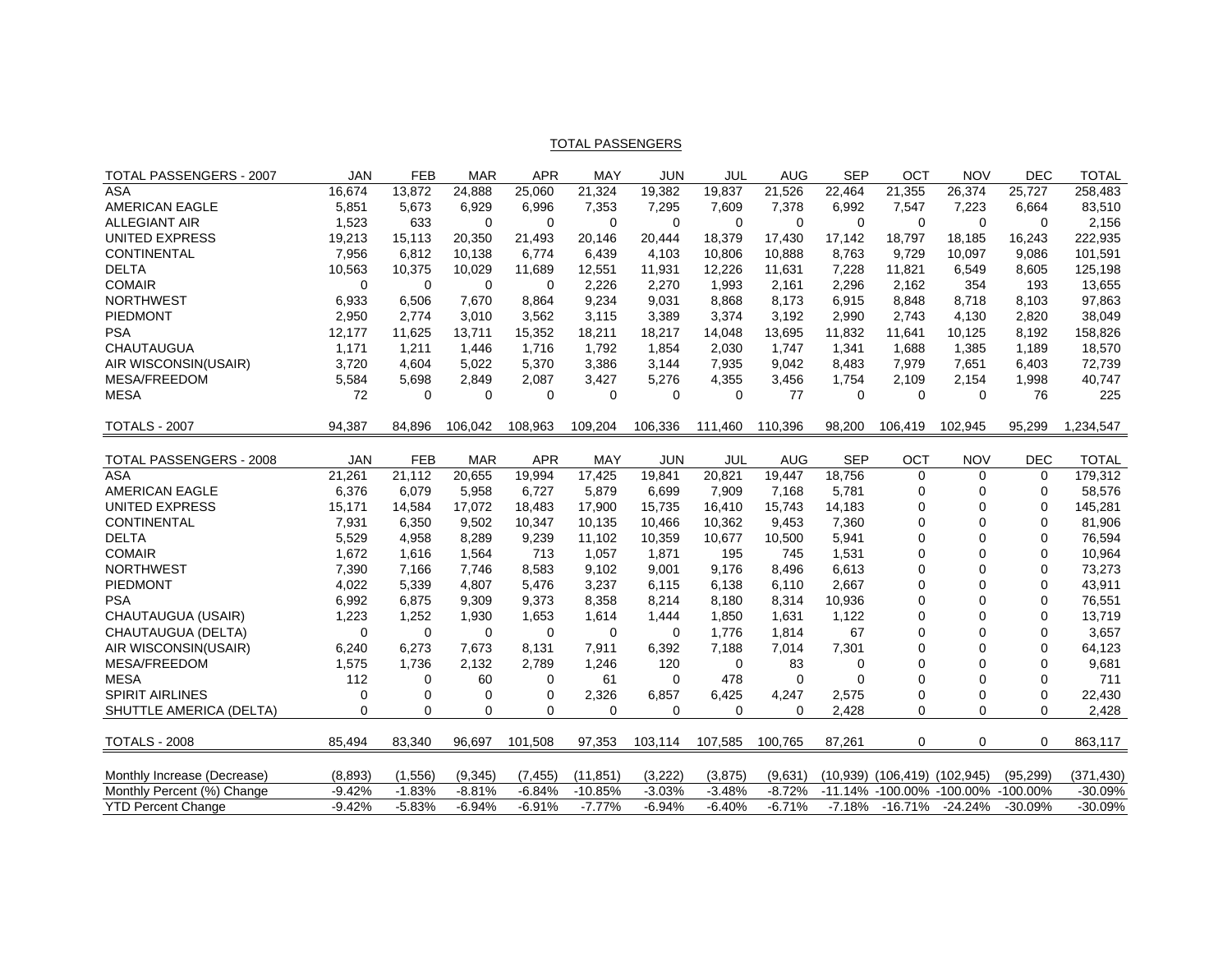TOTAL PASSENGERS

| TOTAL PASSENGERS - 2007 | JAN | FEB | MAR | APR | MAY | JUN | JUL | AUG | SEP | OCT | NOV | DEC | TOTAL |
|---|---|---|---|---|---|---|---|---|---|---|---|---|---|
| ASA | 16,674 | 13,872 | 24,888 | 25,060 | 21,324 | 19,382 | 19,837 | 21,526 | 22,464 | 21,355 | 26,374 | 25,727 | 258,483 |
| AMERICAN EAGLE | 5,851 | 5,673 | 6,929 | 6,996 | 7,353 | 7,295 | 7,609 | 7,378 | 6,992 | 7,547 | 7,223 | 6,664 | 83,510 |
| ALLEGIANT AIR | 1,523 | 633 | 0 | 0 | 0 | 0 | 0 | 0 | 0 | 0 | 0 | 0 | 2,156 |
| UNITED EXPRESS | 19,213 | 15,113 | 20,350 | 21,493 | 20,146 | 20,444 | 18,379 | 17,430 | 17,142 | 18,797 | 18,185 | 16,243 | 222,935 |
| CONTINENTAL | 7,956 | 6,812 | 10,138 | 6,774 | 6,439 | 4,103 | 10,806 | 10,888 | 8,763 | 9,729 | 10,097 | 9,086 | 101,591 |
| DELTA | 10,563 | 10,375 | 10,029 | 11,689 | 12,551 | 11,931 | 12,226 | 11,631 | 7,228 | 11,821 | 6,549 | 8,605 | 125,198 |
| COMAIR | 0 | 0 | 0 | 0 | 2,226 | 2,270 | 1,993 | 2,161 | 2,296 | 2,162 | 354 | 193 | 13,655 |
| NORTHWEST | 6,933 | 6,506 | 7,670 | 8,864 | 9,234 | 9,031 | 8,868 | 8,173 | 6,915 | 8,848 | 8,718 | 8,103 | 97,863 |
| PIEDMONT | 2,950 | 2,774 | 3,010 | 3,562 | 3,115 | 3,389 | 3,374 | 3,192 | 2,990 | 2,743 | 4,130 | 2,820 | 38,049 |
| PSA | 12,177 | 11,625 | 13,711 | 15,352 | 18,211 | 18,217 | 14,048 | 13,695 | 11,832 | 11,641 | 10,125 | 8,192 | 158,826 |
| CHAUTAUGUA | 1,171 | 1,211 | 1,446 | 1,716 | 1,792 | 1,854 | 2,030 | 1,747 | 1,341 | 1,688 | 1,385 | 1,189 | 18,570 |
| AIR WISCONSIN(USAIR) | 3,720 | 4,604 | 5,022 | 5,370 | 3,386 | 3,144 | 7,935 | 9,042 | 8,483 | 7,979 | 7,651 | 6,403 | 72,739 |
| MESA/FREEDOM | 5,584 | 5,698 | 2,849 | 2,087 | 3,427 | 5,276 | 4,355 | 3,456 | 1,754 | 2,109 | 2,154 | 1,998 | 40,747 |
| MESA | 72 | 0 | 0 | 0 | 0 | 0 | 0 | 77 | 0 | 0 | 0 | 76 | 225 |
| TOTALS - 2007 | 94,387 | 84,896 | 106,042 | 108,963 | 109,204 | 106,336 | 111,460 | 110,396 | 98,200 | 106,419 | 102,945 | 95,299 | 1,234,547 |

| TOTAL PASSENGERS - 2008 | JAN | FEB | MAR | APR | MAY | JUN | JUL | AUG | SEP | OCT | NOV | DEC | TOTAL |
|---|---|---|---|---|---|---|---|---|---|---|---|---|---|
| ASA | 21,261 | 21,112 | 20,655 | 19,994 | 17,425 | 19,841 | 20,821 | 19,447 | 18,756 | 0 | 0 | 0 | 179,312 |
| AMERICAN EAGLE | 6,376 | 6,079 | 5,958 | 6,727 | 5,879 | 6,699 | 7,909 | 7,168 | 5,781 | 0 | 0 | 0 | 58,576 |
| UNITED EXPRESS | 15,171 | 14,584 | 17,072 | 18,483 | 17,900 | 15,735 | 16,410 | 15,743 | 14,183 | 0 | 0 | 0 | 145,281 |
| CONTINENTAL | 7,931 | 6,350 | 9,502 | 10,347 | 10,135 | 10,466 | 10,362 | 9,453 | 7,360 | 0 | 0 | 0 | 81,906 |
| DELTA | 5,529 | 4,958 | 8,289 | 9,239 | 11,102 | 10,359 | 10,677 | 10,500 | 5,941 | 0 | 0 | 0 | 76,594 |
| COMAIR | 1,672 | 1,616 | 1,564 | 713 | 1,057 | 1,871 | 195 | 745 | 1,531 | 0 | 0 | 0 | 10,964 |
| NORTHWEST | 7,390 | 7,166 | 7,746 | 8,583 | 9,102 | 9,001 | 9,176 | 8,496 | 6,613 | 0 | 0 | 0 | 73,273 |
| PIEDMONT | 4,022 | 5,339 | 4,807 | 5,476 | 3,237 | 6,115 | 6,138 | 6,110 | 2,667 | 0 | 0 | 0 | 43,911 |
| PSA | 6,992 | 6,875 | 9,309 | 9,373 | 8,358 | 8,214 | 8,180 | 8,314 | 10,936 | 0 | 0 | 0 | 76,551 |
| CHAUTAUGUA (USAIR) | 1,223 | 1,252 | 1,930 | 1,653 | 1,614 | 1,444 | 1,850 | 1,631 | 1,122 | 0 | 0 | 0 | 13,719 |
| CHAUTAUGUA (DELTA) | 0 | 0 | 0 | 0 | 0 | 0 | 1,776 | 1,814 | 67 | 0 | 0 | 0 | 3,657 |
| AIR WISCONSIN(USAIR) | 6,240 | 6,273 | 7,673 | 8,131 | 7,911 | 6,392 | 7,188 | 7,014 | 7,301 | 0 | 0 | 0 | 64,123 |
| MESA/FREEDOM | 1,575 | 1,736 | 2,132 | 2,789 | 1,246 | 120 | 0 | 83 | 0 | 0 | 0 | 0 | 9,681 |
| MESA | 112 | 0 | 60 | 0 | 61 | 0 | 478 | 0 | 0 | 0 | 0 | 0 | 711 |
| SPIRIT AIRLINES | 0 | 0 | 0 | 0 | 2,326 | 6,857 | 6,425 | 4,247 | 2,575 | 0 | 0 | 0 | 22,430 |
| SHUTTLE AMERICA (DELTA) | 0 | 0 | 0 | 0 | 0 | 0 | 0 | 0 | 2,428 | 0 | 0 | 0 | 2,428 |
| TOTALS - 2008 | 85,494 | 83,340 | 96,697 | 101,508 | 97,353 | 103,114 | 107,585 | 100,765 | 87,261 | 0 | 0 | 0 | 863,117 |
| Monthly Increase (Decrease) | (8,893) | (1,556) | (9,345) | (7,455) | (11,851) | (3,222) | (3,875) | (9,631) | (10,939) | (106,419) | (102,945) | (95,299) | (371,430) |
| Monthly Percent (%) Change | -9.42% | -1.83% | -8.81% | -6.84% | -10.85% | -3.03% | -3.48% | -8.72% | -11.14% | -100.00% | -100.00% | -100.00% | -30.09% |
| YTD Percent Change | -9.42% | -5.83% | -6.94% | -6.91% | -7.77% | -6.94% | -6.40% | -6.71% | -7.18% | -16.71% | -24.24% | -30.09% | -30.09% |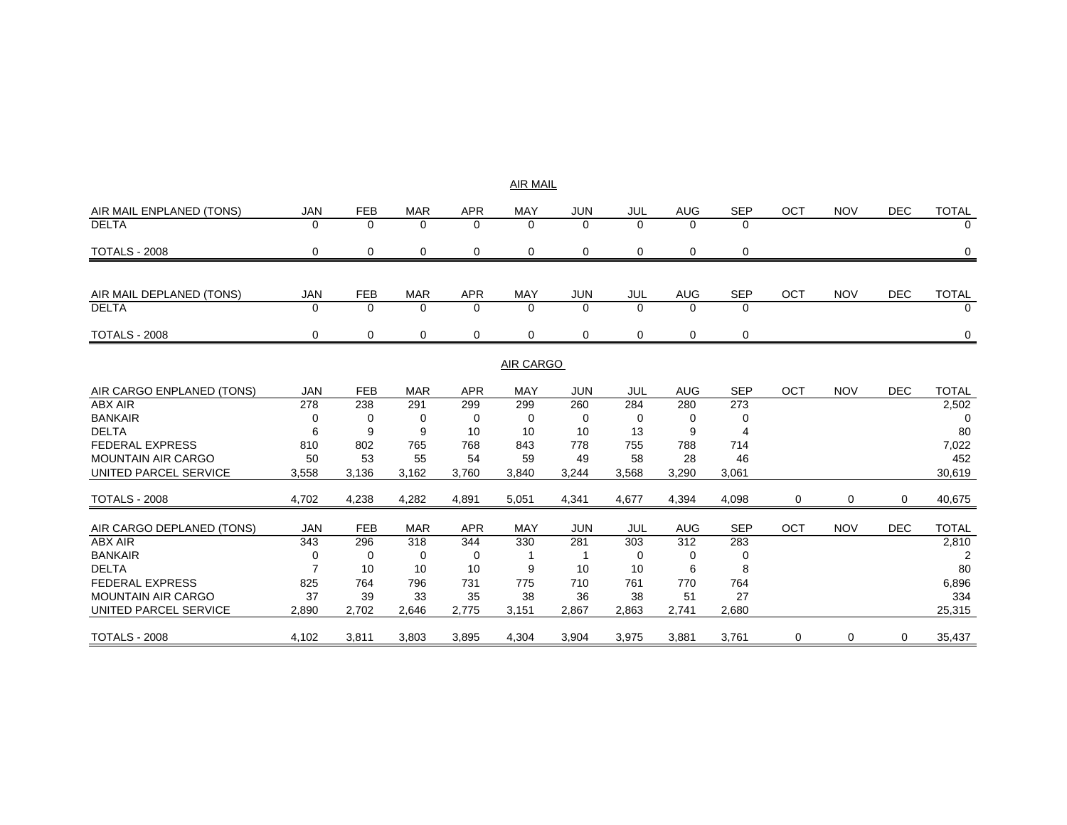## AIR MAIL

| AIR MAIL ENPLANED (TONS) | JAN | FEB | MAR | APR | MAY | JUN | JUL | AUG | SEP | OCT | NOV | DEC | TOTAL |
|---|---|---|---|---|---|---|---|---|---|---|---|---|---|
| DELTA | 0 | 0 | 0 | 0 | 0 | 0 | 0 | 0 | 0 | | | | 0 |
| TOTALS - 2008 | 0 | 0 | 0 | 0 | 0 | 0 | 0 | 0 | 0 | | | | 0 |

| AIR MAIL DEPLANED (TONS) | JAN | FEB | MAR | APR | MAY | JUN | JUL | AUG | SEP | OCT | NOV | DEC | TOTAL |
|---|---|---|---|---|---|---|---|---|---|---|---|---|---|
| DELTA | 0 | 0 | 0 | 0 | 0 | 0 | 0 | 0 | 0 | | | | 0 |
| TOTALS - 2008 | 0 | 0 | 0 | 0 | 0 | 0 | 0 | 0 | 0 | | | | 0 |

## AIR CARGO

| AIR CARGO ENPLANED (TONS) | JAN | FEB | MAR | APR | MAY | JUN | JUL | AUG | SEP | OCT | NOV | DEC | TOTAL |
|---|---|---|---|---|---|---|---|---|---|---|---|---|---|
| ABX AIR | 278 | 238 | 291 | 299 | 299 | 260 | 284 | 280 | 273 | | | | 2,502 |
| BANKAIR | 0 | 0 | 0 | 0 | 0 | 0 | 0 | 0 | 0 | | | | 0 |
| DELTA | 6 | 9 | 9 | 10 | 10 | 10 | 13 | 9 | 4 | | | | 80 |
| FEDERAL EXPRESS | 810 | 802 | 765 | 768 | 843 | 778 | 755 | 788 | 714 | | | | 7,022 |
| MOUNTAIN AIR CARGO | 50 | 53 | 55 | 54 | 59 | 49 | 58 | 28 | 46 | | | | 452 |
| UNITED PARCEL SERVICE | 3,558 | 3,136 | 3,162 | 3,760 | 3,840 | 3,244 | 3,568 | 3,290 | 3,061 | | | | 30,619 |
| TOTALS - 2008 | 4,702 | 4,238 | 4,282 | 4,891 | 5,051 | 4,341 | 4,677 | 4,394 | 4,098 | 0 | 0 | 0 | 40,675 |

| AIR CARGO DEPLANED (TONS) | JAN | FEB | MAR | APR | MAY | JUN | JUL | AUG | SEP | OCT | NOV | DEC | TOTAL |
|---|---|---|---|---|---|---|---|---|---|---|---|---|---|
| ABX AIR | 343 | 296 | 318 | 344 | 330 | 281 | 303 | 312 | 283 | | | | 2,810 |
| BANKAIR | 0 | 0 | 0 | 0 | 1 | 1 | 0 | 0 | 0 | | | | 2 |
| DELTA | 7 | 10 | 10 | 10 | 9 | 10 | 10 | 6 | 8 | | | | 80 |
| FEDERAL EXPRESS | 825 | 764 | 796 | 731 | 775 | 710 | 761 | 770 | 764 | | | | 6,896 |
| MOUNTAIN AIR CARGO | 37 | 39 | 33 | 35 | 38 | 36 | 38 | 51 | 27 | | | | 334 |
| UNITED PARCEL SERVICE | 2,890 | 2,702 | 2,646 | 2,775 | 3,151 | 2,867 | 2,863 | 2,741 | 2,680 | | | | 25,315 |
| TOTALS - 2008 | 4,102 | 3,811 | 3,803 | 3,895 | 4,304 | 3,904 | 3,975 | 3,881 | 3,761 | 0 | 0 | 0 | 35,437 |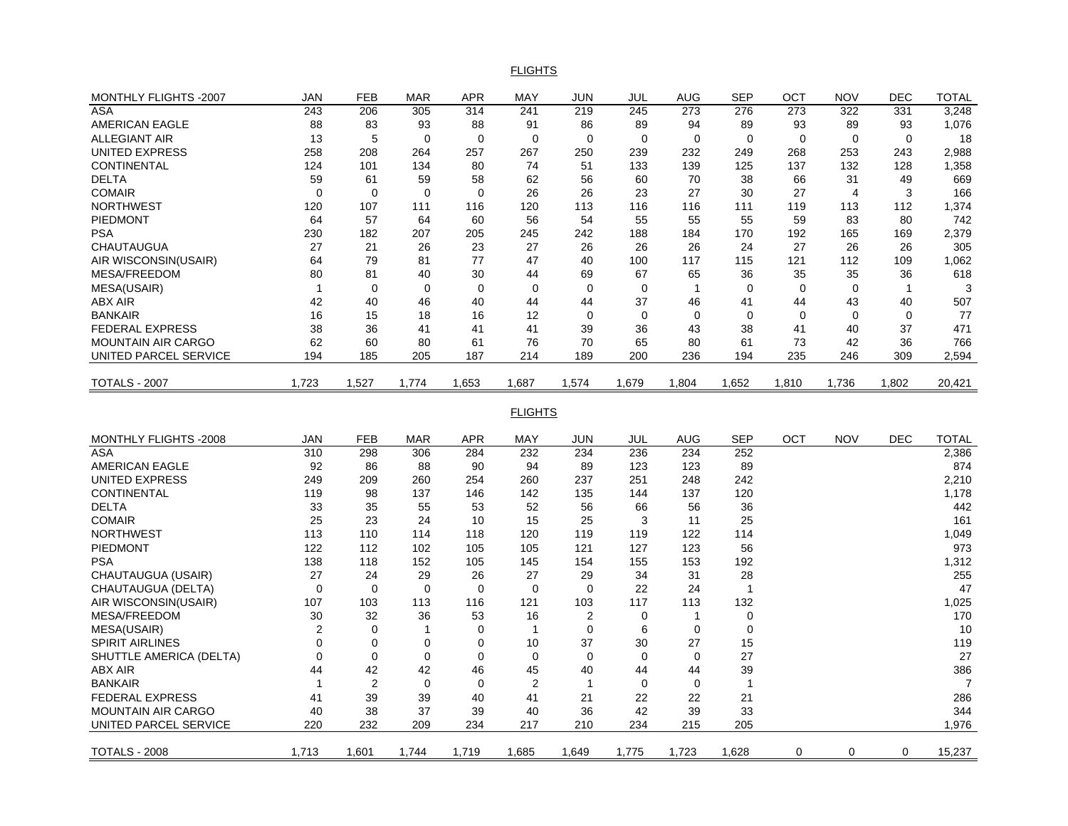## FLIGHTS

| MONTHLY FLIGHTS -2007 | JAN | FEB | MAR | APR | MAY | JUN | JUL | AUG | SEP | OCT | NOV | DEC | TOTAL |
|---|---|---|---|---|---|---|---|---|---|---|---|---|---|
| ASA | 243 | 206 | 305 | 314 | 241 | 219 | 245 | 273 | 276 | 273 | 322 | 331 | 3,248 |
| AMERICAN EAGLE | 88 | 83 | 93 | 88 | 91 | 86 | 89 | 94 | 89 | 93 | 89 | 93 | 1,076 |
| ALLEGIANT AIR | 13 | 5 | 0 | 0 | 0 | 0 | 0 | 0 | 0 | 0 | 0 | 0 | 18 |
| UNITED EXPRESS | 258 | 208 | 264 | 257 | 267 | 250 | 239 | 232 | 249 | 268 | 253 | 243 | 2,988 |
| CONTINENTAL | 124 | 101 | 134 | 80 | 74 | 51 | 133 | 139 | 125 | 137 | 132 | 128 | 1,358 |
| DELTA | 59 | 61 | 59 | 58 | 62 | 56 | 60 | 70 | 38 | 66 | 31 | 49 | 669 |
| COMAIR | 0 | 0 | 0 | 0 | 26 | 26 | 23 | 27 | 30 | 27 | 4 | 3 | 166 |
| NORTHWEST | 120 | 107 | 111 | 116 | 120 | 113 | 116 | 116 | 111 | 119 | 113 | 112 | 1,374 |
| PIEDMONT | 64 | 57 | 64 | 60 | 56 | 54 | 55 | 55 | 55 | 59 | 83 | 80 | 742 |
| PSA | 230 | 182 | 207 | 205 | 245 | 242 | 188 | 184 | 170 | 192 | 165 | 169 | 2,379 |
| CHAUTAUGUA | 27 | 21 | 26 | 23 | 27 | 26 | 26 | 26 | 24 | 27 | 26 | 26 | 305 |
| AIR WISCONSIN(USAIR) | 64 | 79 | 81 | 77 | 47 | 40 | 100 | 117 | 115 | 121 | 112 | 109 | 1,062 |
| MESA/FREEDOM | 80 | 81 | 40 | 30 | 44 | 69 | 67 | 65 | 36 | 35 | 35 | 36 | 618 |
| MESA(USAIR) | 1 | 0 | 0 | 0 | 0 | 0 | 0 | 1 | 0 | 0 | 0 | 1 | 3 |
| ABX AIR | 42 | 40 | 46 | 40 | 44 | 44 | 37 | 46 | 41 | 44 | 43 | 40 | 507 |
| BANKAIR | 16 | 15 | 18 | 16 | 12 | 0 | 0 | 0 | 0 | 0 | 0 | 0 | 77 |
| FEDERAL EXPRESS | 38 | 36 | 41 | 41 | 41 | 39 | 36 | 43 | 38 | 41 | 40 | 37 | 471 |
| MOUNTAIN AIR CARGO | 62 | 60 | 80 | 61 | 76 | 70 | 65 | 80 | 61 | 73 | 42 | 36 | 766 |
| UNITED PARCEL SERVICE | 194 | 185 | 205 | 187 | 214 | 189 | 200 | 236 | 194 | 235 | 246 | 309 | 2,594 |
| TOTALS - 2007 | 1,723 | 1,527 | 1,774 | 1,653 | 1,687 | 1,574 | 1,679 | 1,804 | 1,652 | 1,810 | 1,736 | 1,802 | 20,421 |

## FLIGHTS

| MONTHLY FLIGHTS -2008 | JAN | FEB | MAR | APR | MAY | JUN | JUL | AUG | SEP | OCT | NOV | DEC | TOTAL |
|---|---|---|---|---|---|---|---|---|---|---|---|---|---|
| ASA | 310 | 298 | 306 | 284 | 232 | 234 | 236 | 234 | 252 | | | | 2,386 |
| AMERICAN EAGLE | 92 | 86 | 88 | 90 | 94 | 89 | 123 | 123 | 89 | | | | 874 |
| UNITED EXPRESS | 249 | 209 | 260 | 254 | 260 | 237 | 251 | 248 | 242 | | | | 2,210 |
| CONTINENTAL | 119 | 98 | 137 | 146 | 142 | 135 | 144 | 137 | 120 | | | | 1,178 |
| DELTA | 33 | 35 | 55 | 53 | 52 | 56 | 66 | 56 | 36 | | | | 442 |
| COMAIR | 25 | 23 | 24 | 10 | 15 | 25 | 3 | 11 | 25 | | | | 161 |
| NORTHWEST | 113 | 110 | 114 | 118 | 120 | 119 | 119 | 122 | 114 | | | | 1,049 |
| PIEDMONT | 122 | 112 | 102 | 105 | 105 | 121 | 127 | 123 | 56 | | | | 973 |
| PSA | 138 | 118 | 152 | 105 | 145 | 154 | 155 | 153 | 192 | | | | 1,312 |
| CHAUTAUGUA (USAIR) | 27 | 24 | 29 | 26 | 27 | 29 | 34 | 31 | 28 | | | | 255 |
| CHAUTAUGUA (DELTA) | 0 | 0 | 0 | 0 | 0 | 0 | 22 | 24 | 1 | | | | 47 |
| AIR WISCONSIN(USAIR) | 107 | 103 | 113 | 116 | 121 | 103 | 117 | 113 | 132 | | | | 1,025 |
| MESA/FREEDOM | 30 | 32 | 36 | 53 | 16 | 2 | 0 | 1 | 0 | | | | 170 |
| MESA(USAIR) | 2 | 0 | 1 | 0 | 1 | 0 | 6 | 0 | 0 | | | | 10 |
| SPIRIT AIRLINES | 0 | 0 | 0 | 0 | 10 | 37 | 30 | 27 | 15 | | | | 119 |
| SHUTTLE AMERICA (DELTA) | 0 | 0 | 0 | 0 | 0 | 0 | 0 | 0 | 27 | | | | 27 |
| ABX AIR | 44 | 42 | 42 | 46 | 45 | 40 | 44 | 44 | 39 | | | | 386 |
| BANKAIR | 1 | 2 | 0 | 0 | 2 | 1 | 0 | 0 | 1 | | | | 7 |
| FEDERAL EXPRESS | 41 | 39 | 39 | 40 | 41 | 21 | 22 | 22 | 21 | | | | 286 |
| MOUNTAIN AIR CARGO | 40 | 38 | 37 | 39 | 40 | 36 | 42 | 39 | 33 | | | | 344 |
| UNITED PARCEL SERVICE | 220 | 232 | 209 | 234 | 217 | 210 | 234 | 215 | 205 | | | | 1,976 |
| TOTALS - 2008 | 1,713 | 1,601 | 1,744 | 1,719 | 1,685 | 1,649 | 1,775 | 1,723 | 1,628 | 0 | 0 | 0 | 15,237 |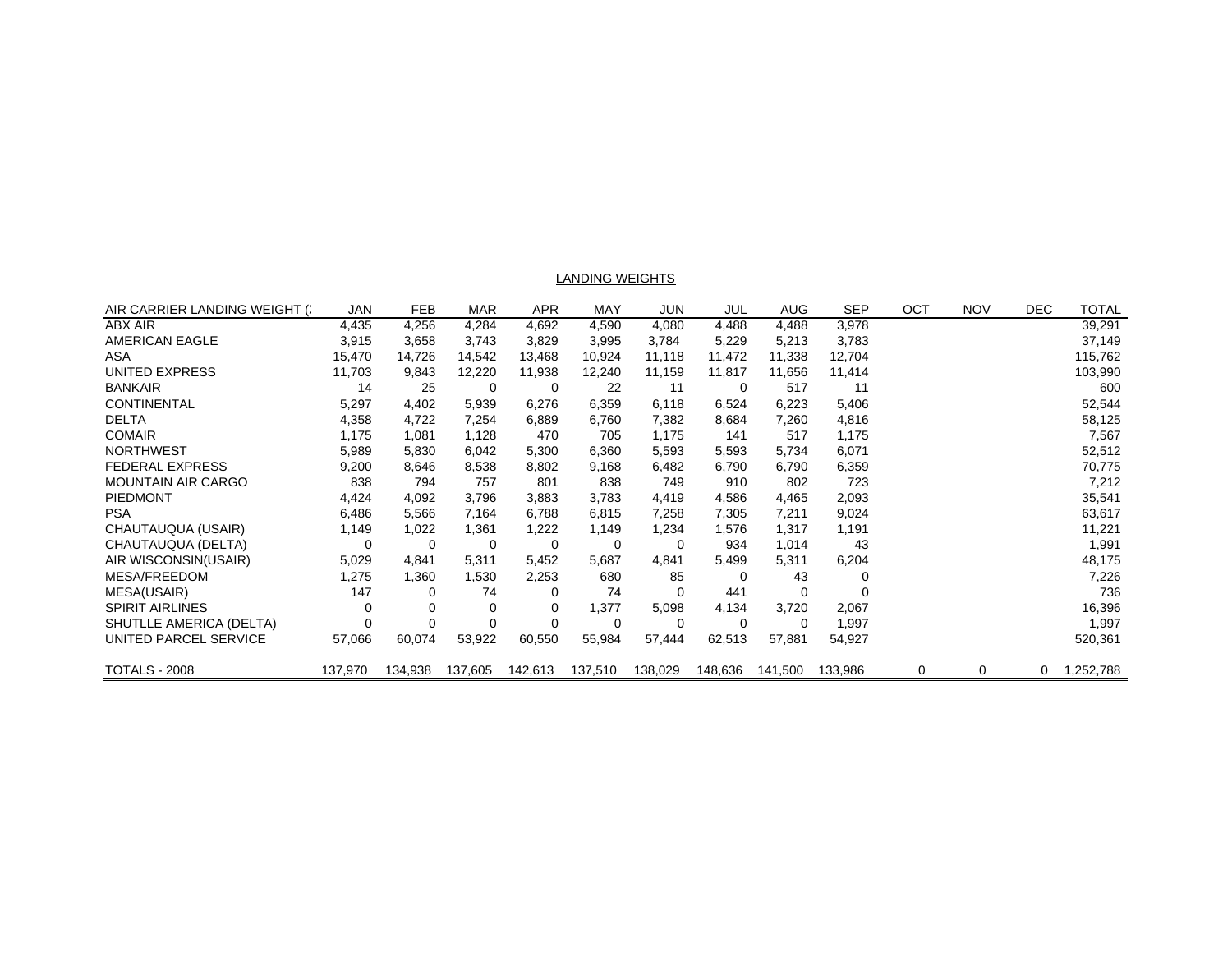LANDING WEIGHTS

| AIR CARRIER LANDING WEIGHT (: | JAN | FEB | MAR | APR | MAY | JUN | JUL | AUG | SEP | OCT | NOV | DEC | TOTAL |
|---|---|---|---|---|---|---|---|---|---|---|---|---|---|
| ABX AIR | 4,435 | 4,256 | 4,284 | 4,692 | 4,590 | 4,080 | 4,488 | 4,488 | 3,978 | | | | 39,291 |
| AMERICAN EAGLE | 3,915 | 3,658 | 3,743 | 3,829 | 3,995 | 3,784 | 5,229 | 5,213 | 3,783 | | | | 37,149 |
| ASA | 15,470 | 14,726 | 14,542 | 13,468 | 10,924 | 11,118 | 11,472 | 11,338 | 12,704 | | | | 115,762 |
| UNITED EXPRESS | 11,703 | 9,843 | 12,220 | 11,938 | 12,240 | 11,159 | 11,817 | 11,656 | 11,414 | | | | 103,990 |
| BANKAIR | 14 | 25 | 0 | 0 | 22 | 11 | 0 | 517 | 11 | | | | 600 |
| CONTINENTAL | 5,297 | 4,402 | 5,939 | 6,276 | 6,359 | 6,118 | 6,524 | 6,223 | 5,406 | | | | 52,544 |
| DELTA | 4,358 | 4,722 | 7,254 | 6,889 | 6,760 | 7,382 | 8,684 | 7,260 | 4,816 | | | | 58,125 |
| COMAIR | 1,175 | 1,081 | 1,128 | 470 | 705 | 1,175 | 141 | 517 | 1,175 | | | | 7,567 |
| NORTHWEST | 5,989 | 5,830 | 6,042 | 5,300 | 6,360 | 5,593 | 5,593 | 5,734 | 6,071 | | | | 52,512 |
| FEDERAL EXPRESS | 9,200 | 8,646 | 8,538 | 8,802 | 9,168 | 6,482 | 6,790 | 6,790 | 6,359 | | | | 70,775 |
| MOUNTAIN AIR CARGO | 838 | 794 | 757 | 801 | 838 | 749 | 910 | 802 | 723 | | | | 7,212 |
| PIEDMONT | 4,424 | 4,092 | 3,796 | 3,883 | 3,783 | 4,419 | 4,586 | 4,465 | 2,093 | | | | 35,541 |
| PSA | 6,486 | 5,566 | 7,164 | 6,788 | 6,815 | 7,258 | 7,305 | 7,211 | 9,024 | | | | 63,617 |
| CHAUTAUQUA (USAIR) | 1,149 | 1,022 | 1,361 | 1,222 | 1,149 | 1,234 | 1,576 | 1,317 | 1,191 | | | | 11,221 |
| CHAUTAUQUA (DELTA) | 0 | 0 | 0 | 0 | 0 | 0 | 934 | 1,014 | 43 | | | | 1,991 |
| AIR WISCONSIN(USAIR) | 5,029 | 4,841 | 5,311 | 5,452 | 5,687 | 4,841 | 5,499 | 5,311 | 6,204 | | | | 48,175 |
| MESA/FREEDOM | 1,275 | 1,360 | 1,530 | 2,253 | 680 | 85 | 0 | 43 | 0 | | | | 7,226 |
| MESA(USAIR) | 147 | 0 | 74 | 0 | 74 | 0 | 441 | 0 | 0 | | | | 736 |
| SPIRIT AIRLINES | 0 | 0 | 0 | 0 | 1,377 | 5,098 | 4,134 | 3,720 | 2,067 | | | | 16,396 |
| SHUTLLE AMERICA (DELTA) | 0 | 0 | 0 | 0 | 0 | 0 | 0 | 0 | 1,997 | | | | 1,997 |
| UNITED PARCEL SERVICE | 57,066 | 60,074 | 53,922 | 60,550 | 55,984 | 57,444 | 62,513 | 57,881 | 54,927 | | | | 520,361 |
| TOTALS - 2008 | 137,970 | 134,938 | 137,605 | 142,613 | 137,510 | 138,029 | 148,636 | 141,500 | 133,986 | 0 | 0 | 0 | 1,252,788 |